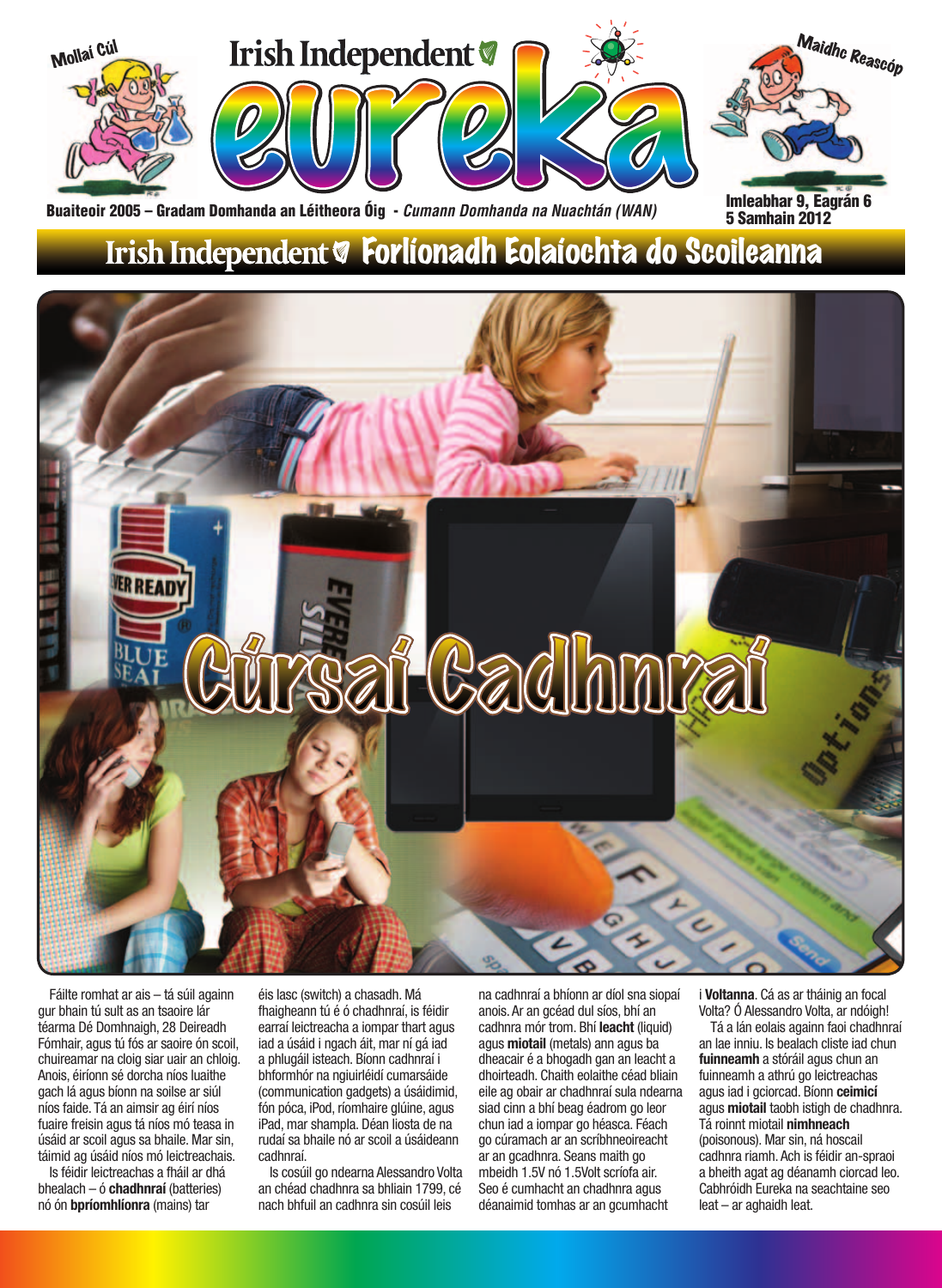Mollaí Cúl

Irish Independent

# eureka

Maidhc Reascóp

Buaiteoir 2005 – Gradam Domhanda an Léitheora Óig - *Cumann Domhanda na Nuachtán (WAN)*

Imleabhar 9, Eagrán 6
5 Samhain 2012

## Irish Independent Forlíonadh Eolaíochta do Scoileanna

# Cúrsaí Cadhnraí

Fáilte romhat ar ais – tá súil againn gur bhain tú sult as an tsaoire lár téarma Dé Domhnaigh, 28 Deireadh Fómhair, agus tú fós ar saoire ón scoil, chuireamar na cloig siar uair an chloig. Anois, éiríonn sé dorcha níos luaithe gach lá agus bíonn na soilse ar siúl níos faide. Tá an aimsir ag éirí níos fuaire freisin agus tá níos mó teasa in úsáid ar scoil agus sa bhaile. Mar sin, táimid ag úsáid níos mó leictreachais.

Is féidir leictreachas a fháil ar dhá bhealach – ó **chadhnraí** (batteries) nó ón **bpríomhlíonra** (mains) tar éis lasc (switch) a chasadh. Má fhaigheann tú é ó chadhnraí, is féidir earraí leictreacha a iompar thart agus iad a úsáid i ngach áit, mar ní gá iad a phlugáil isteach. Bíonn cadhnraí i bhformhór na ngiuirléidí cumarsáide (communication gadgets) a úsáidimid, fón póca, iPod, ríomhaire glúine, agus iPad, mar shampla. Déan liosta de na rudaí sa bhaile nó ar scoil a úsáideann cadhnraí.

Is cosúil go ndearna Alessandro Volta an chéad chadhnra sa bhliain 1799, cé nach bhfuil an cadhnra sin cosúil leis na cadhnraí a bhíonn ar díol sna siopaí anois. Ar an gcéad dul síos, bhí an cadhnra mór trom. Bhí **leacht** (liquid) agus **miotail** (metals) ann agus ba dheacair é a bhogadh gan an leacht a dhoirteadh. Chaith eolaithe céad bliain eile ag obair ar chadhnraí sula ndearna siad cinn a bhí beag éadrom go leor chun iad a iompar go héasca. Féach go cúramach ar an scríbhneoireacht ar an gcadhnra. Seans maith go mbeidh 1.5V nó 1.5Volt scríofa air. Seo é cumhacht an chadhnra agus déanaimid tomhas ar an gcumhacht i **Voltanna**. Cá as ar tháinig an focal Volta? Ó Alessandro Volta, ar ndóigh!

Tá a lán eolais againn faoi chadhnraí an lae inniu. Is bealach cliste iad chun **fuinneamh** a stóráil agus chun an fuinneamh a athrú go leictreachas agus iad i gciorcad. Bíonn **ceimicí** agus **miotail** taobh istigh de chadhnra. Tá roinnt miotail **nimhneach** (poisonous). Mar sin, ná hoscail cadhnra riamh. Ach is féidir an-spraoi a bheith agat ag déanamh ciorcad leo. Cabhróidh Eureka na seachtaine seo leat – ar aghaidh leat.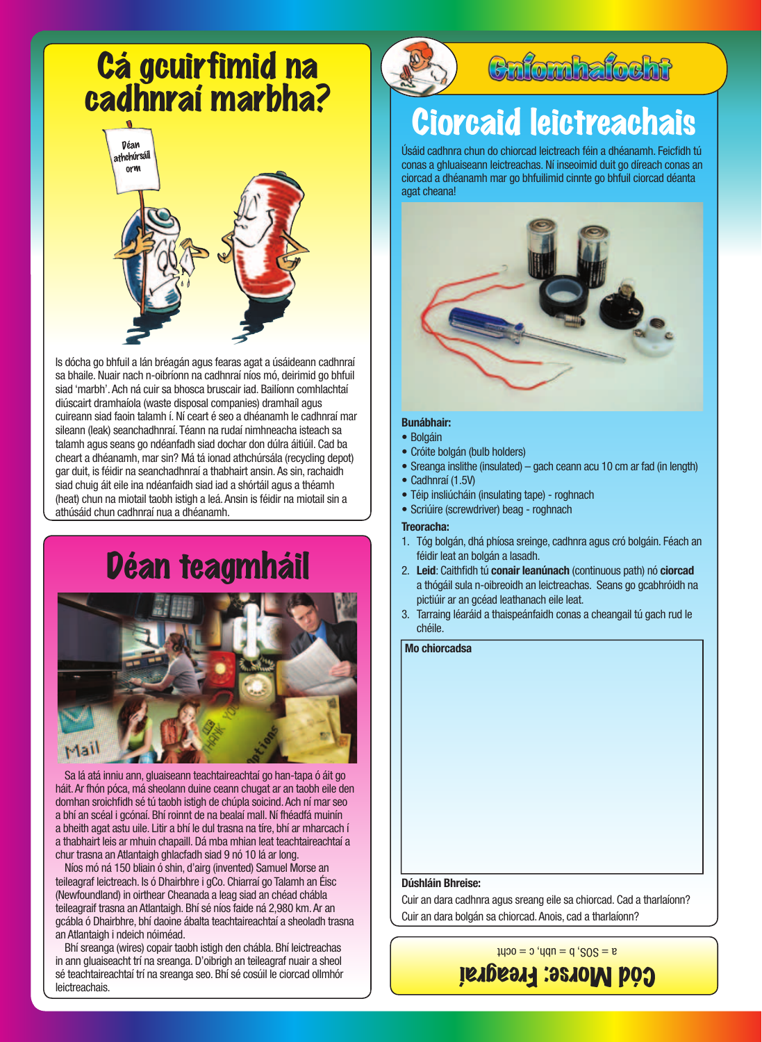# Cá gcuirfimid na cadhnraí marbha?

Is dócha go bhfuil a lán bréagán agus fearas agat a úsáideann cadhnraí sa bhaile. Nuair nach n-oibríonn na cadhnraí níos mó, deirimid go bhfuil siad 'marbh'. Ach ná cuir sa bhosca bruscair iad. Bailíonn comhlachtaí diúscairt dramhaíola (waste disposal companies) dramhaíl agus cuireann siad faoin talamh í. Ní ceart é seo a dhéanamh le cadhnraí mar sileann (leak) seanchadhnraí. Téann na rudaí nimhneacha isteach sa talamh agus seans go ndéanfadh siad dochar don dúlra áitiúil. Cad ba cheart a dhéanamh, mar sin? Má tá ionad athchúrsála (recycling depot) gar duit, is féidir na seanchadhnraí a thabhairt ansin. As sin, rachaidh siad chuig áit eile ina ndéanfaidh siad iad a shórtáil agus a théamh (heat) chun na miotail taobh istigh a leá. Ansin is féidir na miotail sin a athúsáid chun cadhnraí nua a dhéanamh.

# Déan teagmháil

Sa lá atá inniu ann, gluaiseann teachtaireachtaí go han-tapa ó áit go háit. Ar fhón póca, má sheolann duine ceann chugat ar an taobh eile den domhan sroichfidh sé tú taobh istigh de chúpla soicind. Ach ní mar seo a bhí an scéal i gcónaí. Bhí roinnt de na bealaí mall. Ní fhéadfá muinín a bheith agat astu uile. Litir a bhí le dul trasna na tíre, bhí ar mharcach í a thabhairt leis ar mhuin chapaill. Dá mba mhian leat teachtaireachtaí a chur trasna an Atlantaigh ghlacfadh siad 9 nó 10 lá ar long.

Níos mó ná 150 bliain ó shin, d'airg (invented) Samuel Morse an teileagraf leictreach. Is ó Dhairbhre i gCo. Chiarraí go Talamh an Éisc (Newfoundland) in oirthear Cheanada a leag siad an chéad chábla teileagraf trasna an Atlantaigh. Bhí sé níos faide ná 2,980 km. Ar an gcábla ó Dhairbhre, bhí daoine ábalta teachtaireachtaí a sheoladh trasna an Atlantaigh i ndeich nóiméad.

Bhí sreanga (wires) copair taobh istigh den chábla. Bhí leictreachas in ann gluaiseacht trí na sreanga. D'oibrigh an teileagraf nuair a sheol sé teachtaireachtaí trí na sreanga seo. Bhí sé cosúil le ciorcad ollmhór leictreachais.

## Gníomhaíocht

# Ciorcaid leictreachais

Úsáid cadhnra chun do chiorcad leictreach féin a dhéanamh. Feicfidh tú conas a ghluaiseann leictreachas. Ní inseoimid duit go díreach conas an ciorcad a dhéanamh mar go bhfuilimid cinnte go bhfuil ciorcad déanta agat cheana!

**Bunábhair:**

- Bolgáin
- Cróite bolgán (bulb holders)
- Sreanga inslithe (insulated) – gach ceann acu 10 cm ar fad (in length)
- Cadhnraí (1.5V)
- Téip insliúcháin (insulating tape) - roghnach
- Scriúire (screwdriver) beag - roghnach

**Treoracha:**

1. Tóg bolgán, dhá phíosa sreinge, cadhnra agus cró bolgáin. Féach an féidir leat an bolgán a lasadh.
2. **Leid**: Caithfidh tú **conair leanúnach** (continuous path) nó **ciorcad** a thógáil sula n-oibreoidh an leictreachas. Seans go gcabhróidh na pictiúir ar an gcéad leathanach eile leat.
3. Tarraing léaráid a thaispeánfaidh conas a cheangail tú gach rud le chéile.

**Mo chiorcadsa**

**Dúshláin Bhreise:**

Cuir an dara cadhnra agus sreang eile sa chiorcad. Cad a tharlaíonn? Cuir an dara bolgán sa chiorcad. Anois, cad a tharlaíonn?

## Cód Morse: Freagraí

a = SOS, b = uhh, c = ocht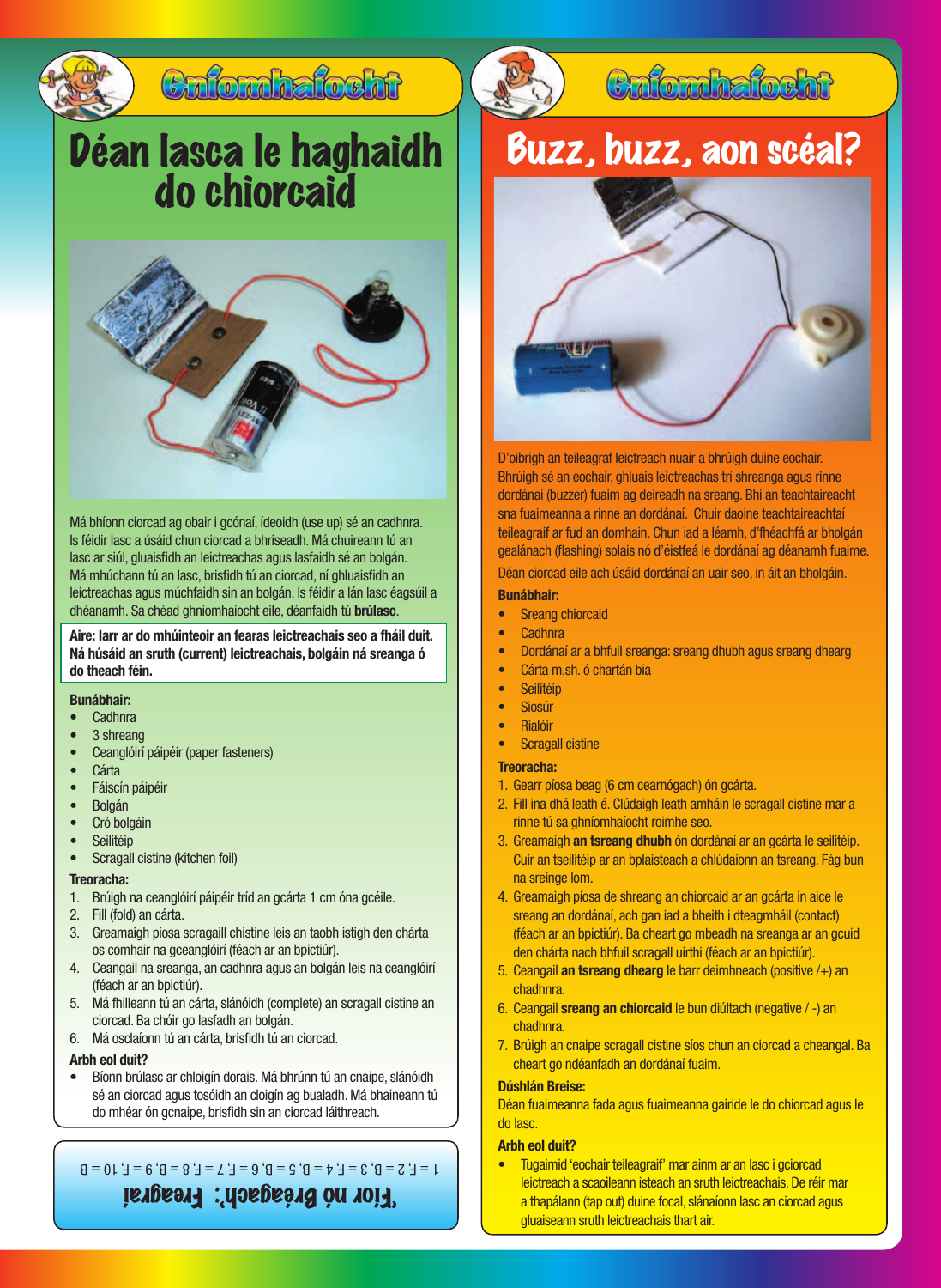## Gníomhaíocht

# Déan lasca le haghaidh do chiorcaid

Má bhíonn ciorcad ag obair i gcónaí, ídeoidh (use up) sé an cadhnra. Is féidir lasc a úsáid chun ciorcad a bhriseadh. Má chuireann tú an lasc ar siúl, gluaisfidh an leictreachas agus lasfaidh sé an bolgán. Má mhúchann tú an lasc, brisfidh tú an ciorcad, ní ghluaisfidh an leictreachas agus múchfaidh sin an bolgán. Is féidir a lán lasc éagsúil a dhéanamh. Sa chéad ghníomhaíocht eile, déanfaidh tú **brúlasc**.

**Aire: Iarr ar do mhúinteoir an fearas leictreachais seo a fháil duit. Ná húsáid an sruth (current) leictreachais, bolgáin ná sreanga ó do theach féin.**

**Bunábhair:**

- Cadhnra
- 3 shreang
- Ceanglóirí páipéir (paper fasteners)
- Cárta
- Fáiscín páipéir
- Bolgán
- Cró bolgáin
- Seilitéip
- Scragall cistine (kitchen foil)

**Treoracha:**

1. Brúigh na ceanglóirí páipéir tríd an gcárta 1 cm óna gcéile.
2. Fill (fold) an cárta.
3. Greamaigh píosa scragaill chistine leis an taobh istigh den chárta os comhair na gceanglóirí (féach ar an bpictiúr).
4. Ceangail na sreanga, an cadhnra agus an bolgán leis na ceanglóirí (féach ar an bpictiúr).
5. Má fhilleann tú an cárta, slánóidh (complete) an scragall cistine an ciorcad. Ba chóir go lasfadh an bolgán.
6. Má osclaíonn tú an cárta, brisfidh tú an ciorcad.

**Arbh eol duit?**

- Bíonn brúlasc ar chloigín dorais. Má bhrúnn tú an cnaipe, slánóidh sé an ciorcad agus tosóidh an cloigín ag bualadh. Má bhaineann tú do mhéar ón gcnaipe, brisfidh sin an ciorcad láithreach.

**'Fíor nó Bréagach': Freagraí**

1 = F, 2 = B, 3 = F, 4 = B, 5 = B, 6 = F, 7 = F, 8 = B, 9 = F, 10 = B

## Gníomhaíocht

# Buzz, buzz, aon scéal?

D'oibrigh an teileagraf leictreach nuair a bhrúigh duine eochair. Bhrúigh sé an eochair, ghluais leictreachas trí shreanga agus rinne dordánaí (buzzer) fuaim ag deireadh na sreang. Bhí an teachtaireacht sna fuaimeanna a rinne an dordánaí. Chuir daoine teachtaireachtaí teileagraif ar fud an domhain. Chun iad a léamh, d'fhéachfá ar bholgán gealánach (flashing) solais nó d'éistfeá le dordánaí ag déanamh fuaime.

Déan ciorcad eile ach úsáid dordánaí an uair seo, in áit an bholgáin.

**Bunábhair:**

- Sreang chiorcaid
- Cadhnra
- Dordánaí ar a bhfuil sreanga: sreang dhubh agus sreang dhearg
- Cárta m.sh. ó chartán bia
- Seilitéip
- Siosúr
- Rialóir
- Scragall cistine

**Treoracha:**

1. Gearr píosa beag (6 cm cearnógach) ón gcárta.
2. Fill ina dhá leath é. Clúdaigh leath amháin le scragall cistine mar a rinne tú sa ghníomhaíocht roimhe seo.
3. Greamaigh **an tsreang dhubh** ón dordánaí ar an gcárta le seilitéip. Cuir an tseilitéip ar an bplaisteach a chlúdaíonn an tsreang. Fág bun na sreinge lom.
4. Greamaigh píosa de shreang an chiorcaid ar an gcárta in aice le sreang an dordánaí, ach gan iad a bheith i dteagmháil (contact) (féach ar an bpictiúr). Ba cheart go mbeadh na sreanga ar an gcuid den chárta nach bhfuil scragall uirthi (féach ar an bpictiúr).
5. Ceangail **an tsreang dhearg** le barr deimhneach (positive /+) an chadhnra.
6. Ceangail **sreang an chiorcaid** le bun diúltach (negative / -) an chadhnra.
7. Brúigh an cnaipe scragall cistine síos chun an ciorcad a cheangal. Ba cheart go ndéanfadh an dordánaí fuaim.

**Dúshlán Breise:**

Déan fuaimeanna fada agus fuaimeanna gairide le do chiorcad agus le do lasc.

**Arbh eol duit?**

- Tugaimid 'eochair teileagraif' mar ainm ar an lasc i gciorcad leictreach a scaoileann isteach an sruth leictreachais. De réir mar a thapálann (tap out) duine focal, slánaíonn lasc an ciorcad agus gluaiseann sruth leictreachais thart air.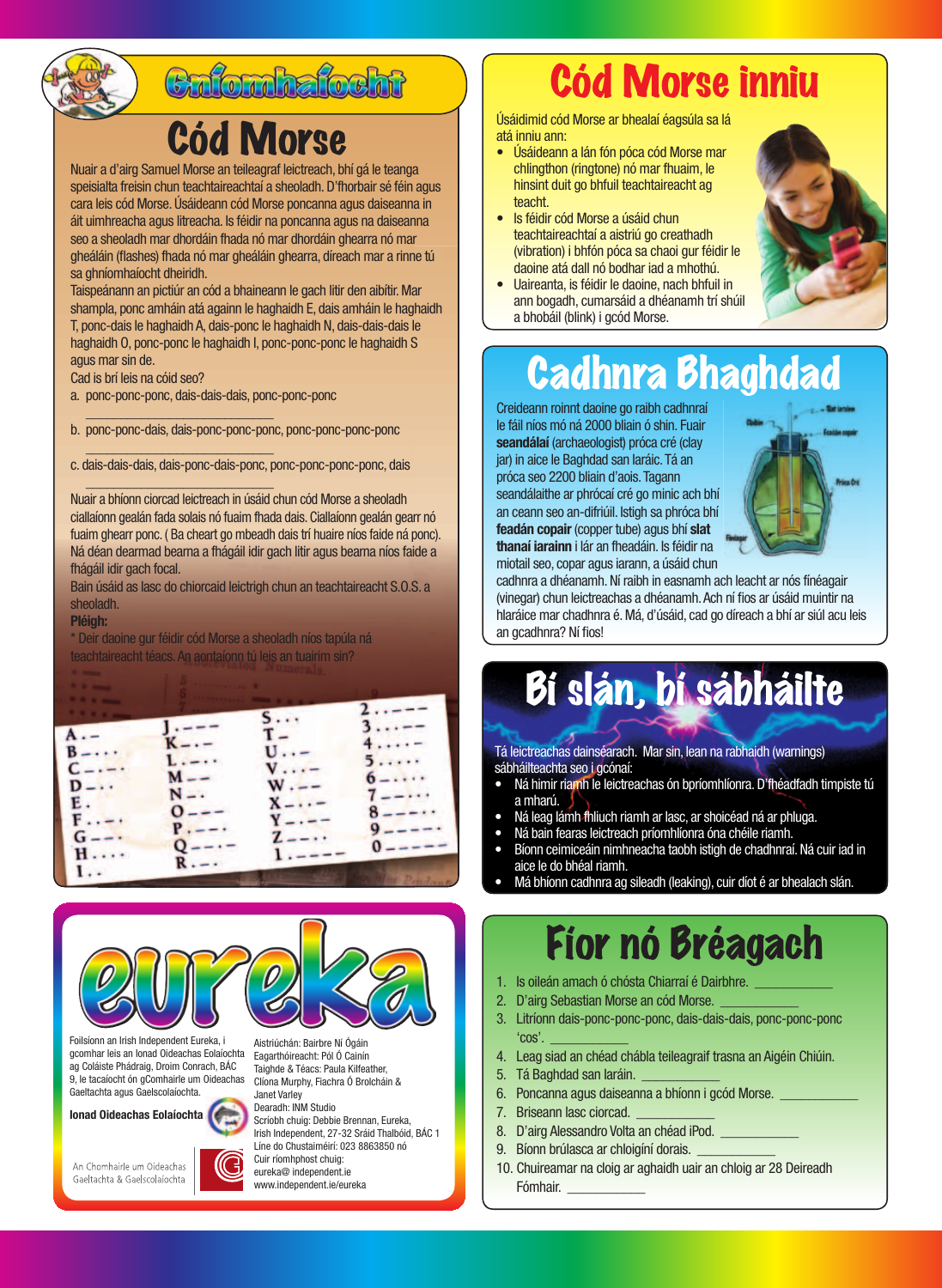# Gníomhaíocht

## Cód Morse

Nuair a d'airg Samuel Morse an teileagraf leictreach, bhí gá le teanga speisialta freisin chun teachtaireachtaí a sheoladh. D'fhorbair sé féin agus cara leis cód Morse. Úsáideann cód Morse poncanna agus daiseanna in áit uimhreacha agus litreacha. Is féidir na poncanna agus na daiseanna seo a sheoladh mar dhordáin fhada nó mar dhordáin ghearra nó mar ghealáin (flashes) fhada nó mar ghealáin ghearra, díreach mar a rinne tú sa ghníomhaíocht dheiridh.

Taispeánann an pictiúr an cód a bhaineann le gach litir den aibítir. Mar shampla, ponc amháin atá againn le haghaidh E, dais amháin le haghaidh T, ponc-dais le haghaidh A, dais-ponc le haghaidh N, dais-dais-dais le haghaidh O, ponc-ponc le haghaidh I, ponc-ponc-ponc le haghaidh S agus mar sin de.

Cad is brí leis na cóid seo?

a. ponc-ponc-ponc, dais-dais-dais, ponc-ponc-ponc

___________________________

b. ponc-ponc-dais, ponc-dais-ponc-ponc, ponc-ponc-ponc-ponc

___________________________

c. dais-dais-dais, dais-ponc-dais-ponc, ponc-ponc-ponc-ponc, dais

___________________________

Nuair a bhíonn ciorcad leictreach in úsáid chun cód Morse a sheoladh ciallaíonn gealán fada solais nó fuaim fhada dais. Ciallaíonn gealán gearr nó fuaim ghearr ponc. ( Ba cheart go mbeadh dais trí huaire níos faide ná ponc). Ná déan dearmad bearna a fhágáil idir gach litir agus bearna níos faide a fhágáil idir gach focal.

Bain úsáid as lasc do chiorcaid leictrigh chun an teachtaireacht S.O.S. a sheoladh.

**Pléigh:**

* Deir daoine gur féidir cód Morse a sheoladh níos tapúla ná teachtaireacht téacs. An aontaíonn tú leis an tuairim sin?

```
A .-      J .---    S ...     2 ..---
B -...    K -.-     T -       3 ...--
C -.-.    L .-..    U ..-     4 ....-
D -..     M --      V ...-    5 .....
E .       N -.      W .--     6 -....
F ..-.    O ---     X -..-    7 --...
G --.     P .--.    Y -.--    8 ---..
H ....    Q --.-    Z --..    9 ----.
I ..      R .-.     1 .----   0 -----
```

## Cód Morse inniu

Úsáidimid cód Morse ar bhealaí éagsúla sa lá atá inniu ann:

- Úsáideann a lán fón póca cód Morse mar chlingthon (ringtone) nó mar fhuaim, le hinsint duit go bhfuil teachtaireacht ag teacht.
- Is féidir cód Morse a úsáid chun teachtaireachtaí a aistriú go creathadh (vibration) i bhfón póca sa chaoi gur féidir le daoine atá dall nó bodhar iad a mhothú.
- Uaireanta, is féidir le daoine, nach bhfuil in ann bogadh, cumarsáid a dhéanamh trí shúil a bhobáil (blink) i gcód Morse.

## Cadhnra Bhaghdad

Creideann roinnt daoine go raibh cadhnraí le fáil níos mó ná 2000 bliain ó shin. Fuair **seandálaí** (archaeologist) próca cré (clay jar) in aice le Baghdad san Iaráic. Tá an próca seo 2200 bliain d'aois. Tagann seandálaithe ar phrócaí cré go minic ach bhí an ceann seo an-difriúil. Istigh sa phróca bhí **feadán copair** (copper tube) agus bhí **slat thanaí iarainn** i lár an fheadáin. Is féidir na miotail seo, copar agus iarann, a úsáid chun cadhnra a dhéanamh. Ní raibh in easnamh ach leacht ar nós fínéagair (vinegar) chun leictreachas a dhéanamh. Ach ní fios ar úsáid muintir na hIaráice mar chadhnra é. Má, d'úsáid, cad go díreach a bhí ar siúl acu leis an gcadhnra? Ní fios!

Slat iarainn
Feadán copair
Clabhn
Próca Cré
Fínéagar

## Bí slán, bí sábháilte

Tá leictreachas dainséarach. Mar sin, lean na rabhaidh (warnings) sábháilteachta seo i gcónaí:

- Ná himir riamh le leictreachas ón bpríomhlíonra. D'fhéadfadh timpiste tú a mharú.
- Ná leag lámh fhliuch riamh ar lasc, ar shoicéad ná ar phluga.
- Ná bain fearas leictreach príomhlíonra óna chéile riamh.
- Bíonn ceimiceáin nimhneacha taobh istigh de chadhnraí. Ná cuir iad in aice le do bhéal riamh.
- Má bhíonn cadhnra ag sileadh (leaking), cuir díot é ar bhealach slán.

## Fíor nó Bréagach

1. Is oileán amach ó chósta Chiarraí é Dairbhre. ___________
2. D'airg Sebastian Morse an cód Morse. ___________
3. Litríonn dais-ponc-ponc-ponc, dais-dais-dais, ponc-ponc-ponc 'cos'. ___________
4. Leag siad an chéad chábla teileagraif trasna an Aigéin Chiúin.
5. Tá Baghdad san Iaráin. ___________
6. Poncanna agus daiseanna a bhíonn i gcód Morse. ___________
7. Briseann lasc ciorcad. ___________
8. D'airg Alessandro Volta an chéad iPod. ___________
9. Bíonn brúlasca ar chloigíní dorais. ___________
10. Chuireamar na cloig ar aghaidh uair an chloig ar 28 Deireadh Fómhair. ___________

# eureka

Foilsíonn an Irish Independent Eureka, i gcomhar leis an Ionad Oideachas Eolaíochta ag Coláiste Phádraig, Droim Conrach, BÁC 9, le tacaíocht ón gComhairle um Oideachas Gaeltachta agus Gaelscolaíochta.

**Ionad Oideachas Eolaíochta**

An Chomhairle um Oideachas Gaeltachta & Gaelscolaíochta

Aistriúchán: Bairbre Ní Ógáin
Eagarthóireacht: Pól Ó Cainín
Taighde & Téacs: Paula Kilfeather, Clíona Murphy, Fiachra Ó Brolcháin & Janet Varley
Dearadh: INM Studio
Scríobh chuig: Debbie Brennan, Eureka, Irish Independent, 27-32 Sráid Thalbóid, BÁC 1
Líne do Chustaiméirí: 023 8863850 nó
Cuir ríomhphost chuig:
eureka@ independent.ie
www.independent.ie/eureka